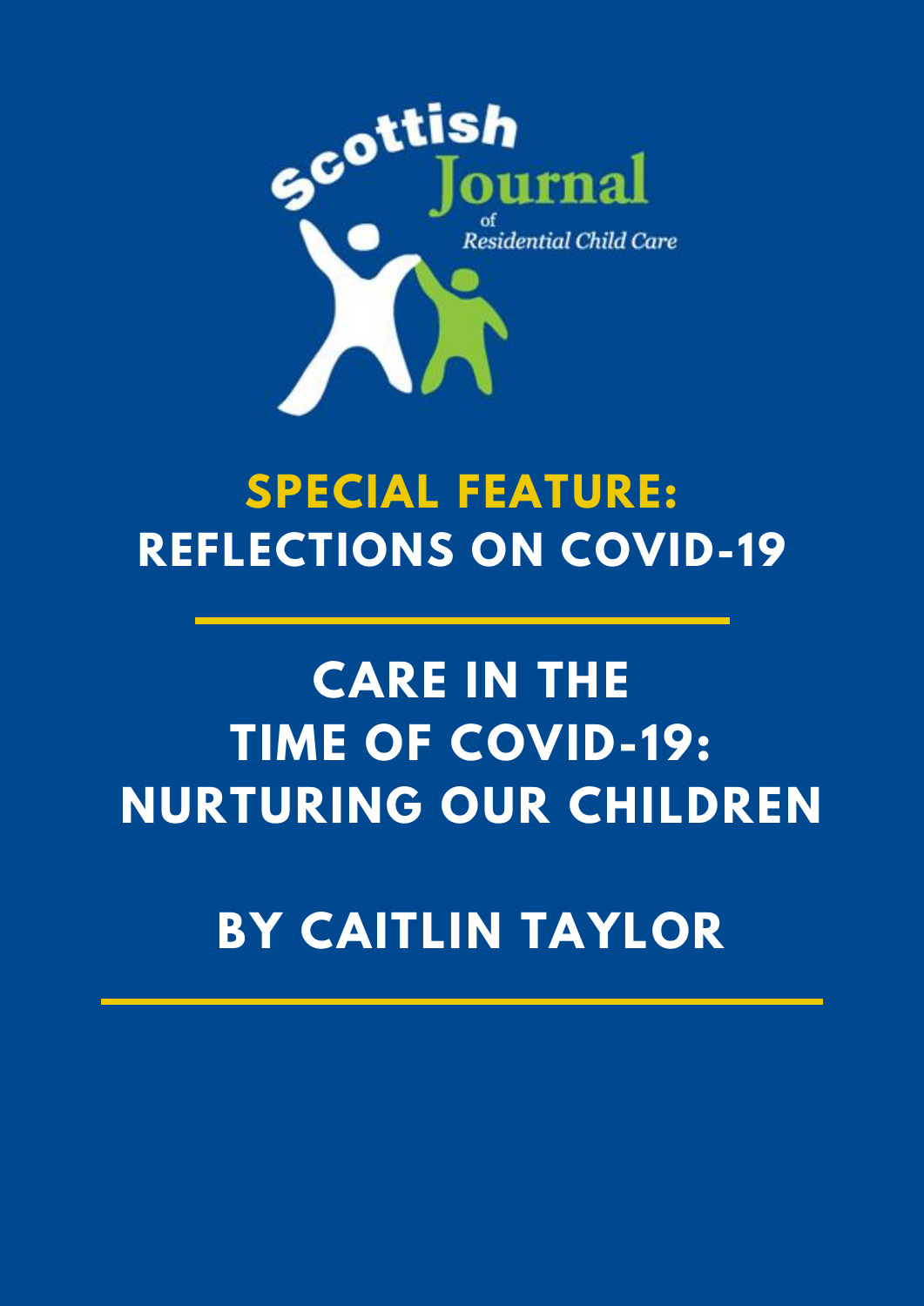Scottish Journal of Residential Child Care

## SPECIAL FEATURE: REFLECTIONS ON COVID-19

# CARE IN THE TIME OF COVID-19: NURTURING OUR CHILDREN

## BY CAITLIN TAYLOR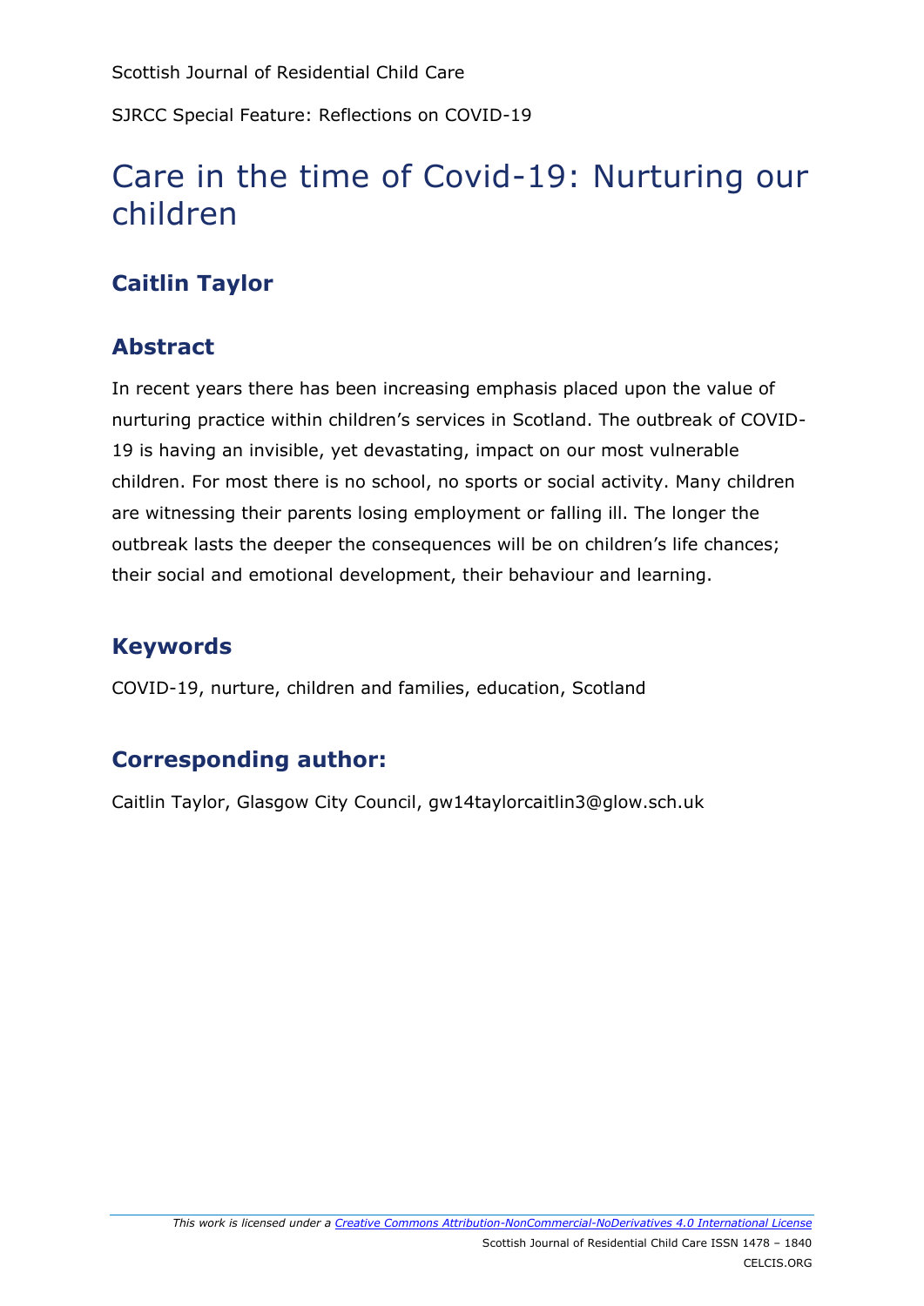Scottish Journal of Residential Child Care

SJRCC Special Feature: Reflections on COVID-19

# Care in the time of Covid-19: Nurturing our children

## Caitlin Taylor

## Abstract

In recent years there has been increasing emphasis placed upon the value of nurturing practice within children's services in Scotland. The outbreak of COVID-19 is having an invisible, yet devastating, impact on our most vulnerable children. For most there is no school, no sports or social activity. Many children are witnessing their parents losing employment or falling ill. The longer the outbreak lasts the deeper the consequences will be on children's life chances; their social and emotional development, their behaviour and learning.

## Keywords

COVID-19, nurture, children and families, education, Scotland

## Corresponding author:

Caitlin Taylor, Glasgow City Council, gw14taylorcaitlin3@glow.sch.uk

*This work is licensed under a [Creative Commons Attribution-NonCommercial-NoDerivatives 4.0 International License](https://creativecommons.org/licenses/by-nc-nd/4.0/)*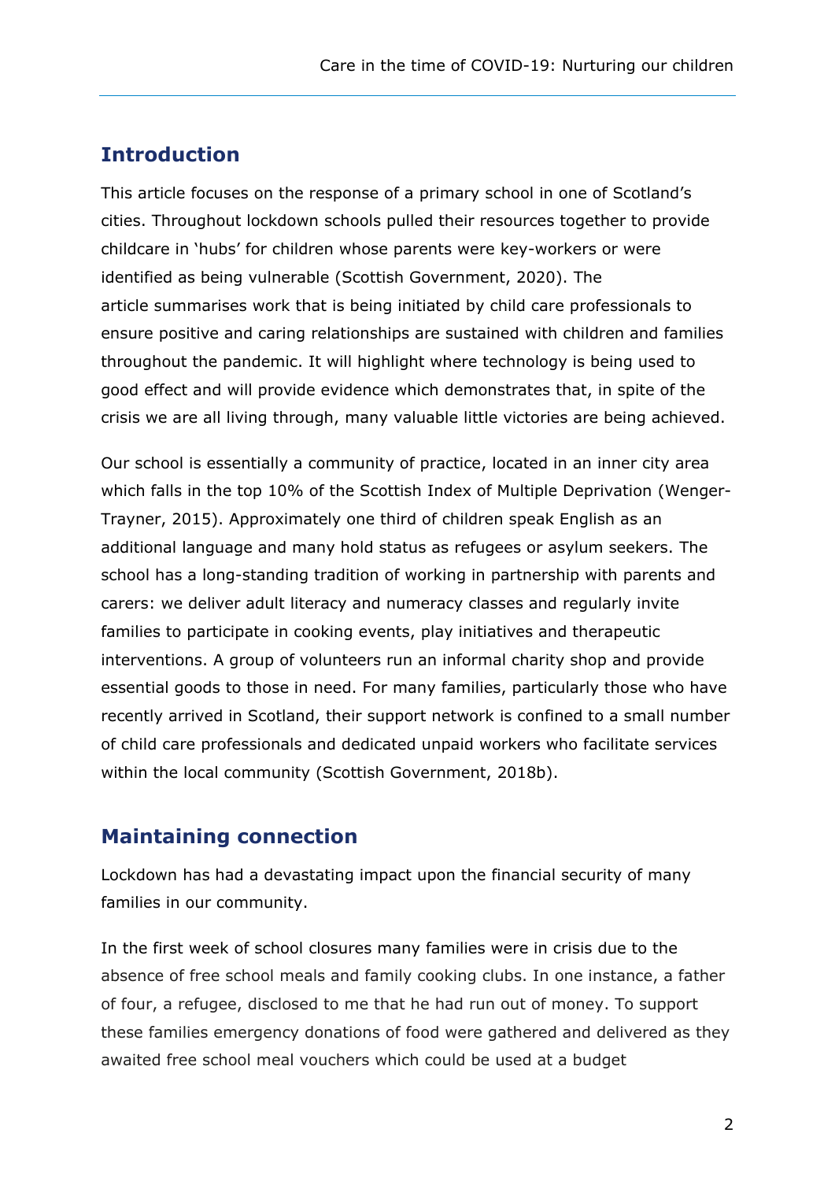## Introduction

This article focuses on the response of a primary school in one of Scotland's cities. Throughout lockdown schools pulled their resources together to provide childcare in 'hubs' for children whose parents were key-workers or were identified as being vulnerable (Scottish Government, 2020). The article summarises work that is being initiated by child care professionals to ensure positive and caring relationships are sustained with children and families throughout the pandemic. It will highlight where technology is being used to good effect and will provide evidence which demonstrates that, in spite of the crisis we are all living through, many valuable little victories are being achieved.

Our school is essentially a community of practice, located in an inner city area which falls in the top 10% of the Scottish Index of Multiple Deprivation (Wenger-Trayner, 2015). Approximately one third of children speak English as an additional language and many hold status as refugees or asylum seekers. The school has a long-standing tradition of working in partnership with parents and carers: we deliver adult literacy and numeracy classes and regularly invite families to participate in cooking events, play initiatives and therapeutic interventions. A group of volunteers run an informal charity shop and provide essential goods to those in need. For many families, particularly those who have recently arrived in Scotland, their support network is confined to a small number of child care professionals and dedicated unpaid workers who facilitate services within the local community (Scottish Government, 2018b).

## Maintaining connection

Lockdown has had a devastating impact upon the financial security of many families in our community.

In the first week of school closures many families were in crisis due to the absence of free school meals and family cooking clubs. In one instance, a father of four, a refugee, disclosed to me that he had run out of money. To support these families emergency donations of food were gathered and delivered as they awaited free school meal vouchers which could be used at a budget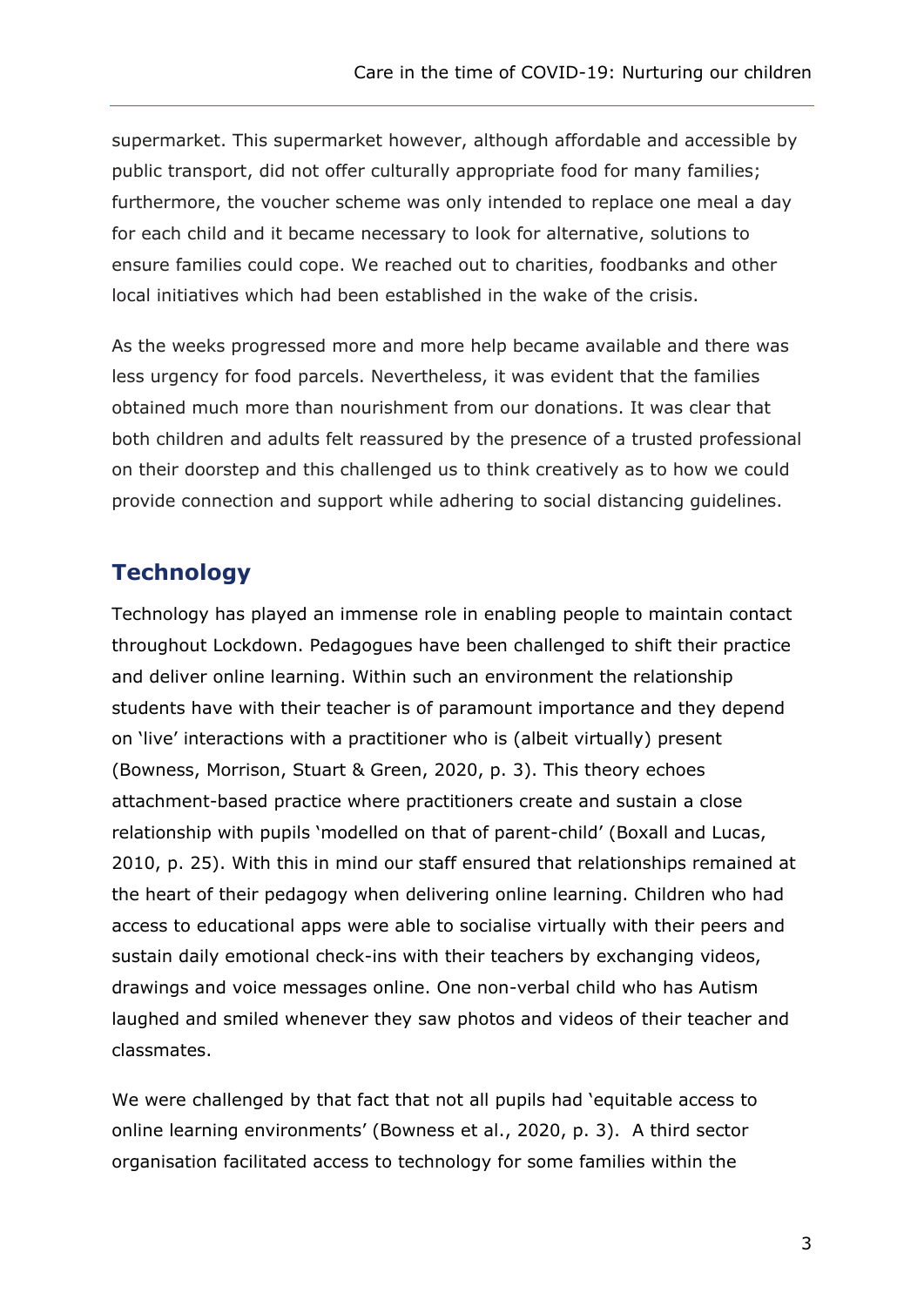supermarket. This supermarket however, although affordable and accessible by public transport, did not offer culturally appropriate food for many families; furthermore, the voucher scheme was only intended to replace one meal a day for each child and it became necessary to look for alternative, solutions to ensure families could cope. We reached out to charities, foodbanks and other local initiatives which had been established in the wake of the crisis.

As the weeks progressed more and more help became available and there was less urgency for food parcels. Nevertheless, it was evident that the families obtained much more than nourishment from our donations. It was clear that both children and adults felt reassured by the presence of a trusted professional on their doorstep and this challenged us to think creatively as to how we could provide connection and support while adhering to social distancing guidelines.

## Technology

Technology has played an immense role in enabling people to maintain contact throughout Lockdown. Pedagogues have been challenged to shift their practice and deliver online learning. Within such an environment the relationship students have with their teacher is of paramount importance and they depend on 'live' interactions with a practitioner who is (albeit virtually) present (Bowness, Morrison, Stuart & Green, 2020, p. 3). This theory echoes attachment-based practice where practitioners create and sustain a close relationship with pupils 'modelled on that of parent-child' (Boxall and Lucas, 2010, p. 25). With this in mind our staff ensured that relationships remained at the heart of their pedagogy when delivering online learning. Children who had access to educational apps were able to socialise virtually with their peers and sustain daily emotional check-ins with their teachers by exchanging videos, drawings and voice messages online. One non-verbal child who has Autism laughed and smiled whenever they saw photos and videos of their teacher and classmates.

We were challenged by that fact that not all pupils had 'equitable access to online learning environments' (Bowness et al., 2020, p. 3). A third sector organisation facilitated access to technology for some families within the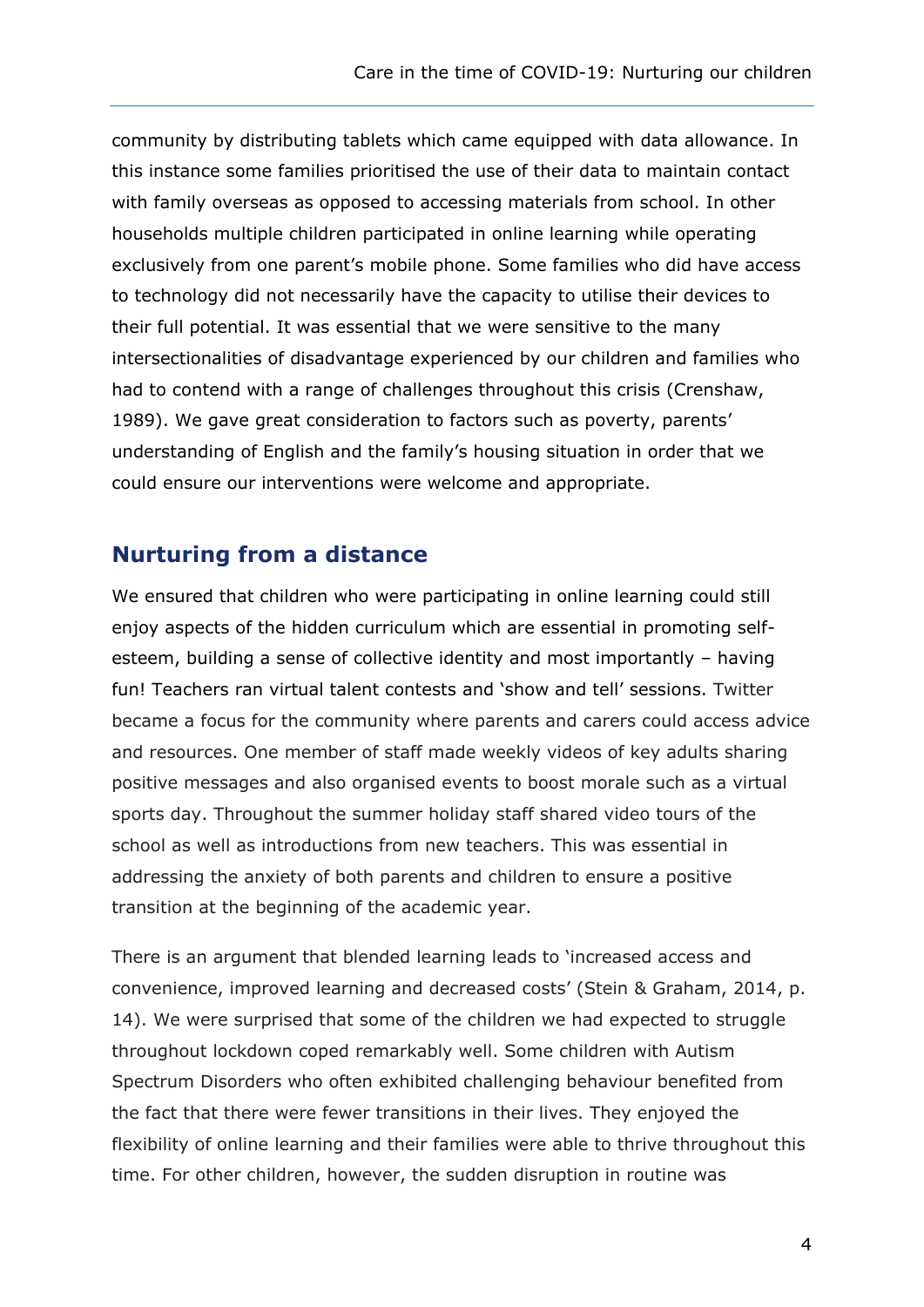community by distributing tablets which came equipped with data allowance. In this instance some families prioritised the use of their data to maintain contact with family overseas as opposed to accessing materials from school. In other households multiple children participated in online learning while operating exclusively from one parent's mobile phone. Some families who did have access to technology did not necessarily have the capacity to utilise their devices to their full potential. It was essential that we were sensitive to the many intersectionalities of disadvantage experienced by our children and families who had to contend with a range of challenges throughout this crisis (Crenshaw, 1989). We gave great consideration to factors such as poverty, parents' understanding of English and the family's housing situation in order that we could ensure our interventions were welcome and appropriate.

## Nurturing from a distance

We ensured that children who were participating in online learning could still enjoy aspects of the hidden curriculum which are essential in promoting self-esteem, building a sense of collective identity and most importantly – having fun! Teachers ran virtual talent contests and 'show and tell' sessions. Twitter became a focus for the community where parents and carers could access advice and resources. One member of staff made weekly videos of key adults sharing positive messages and also organised events to boost morale such as a virtual sports day. Throughout the summer holiday staff shared video tours of the school as well as introductions from new teachers. This was essential in addressing the anxiety of both parents and children to ensure a positive transition at the beginning of the academic year.

There is an argument that blended learning leads to 'increased access and convenience, improved learning and decreased costs' (Stein & Graham, 2014, p. 14). We were surprised that some of the children we had expected to struggle throughout lockdown coped remarkably well. Some children with Autism Spectrum Disorders who often exhibited challenging behaviour benefited from the fact that there were fewer transitions in their lives. They enjoyed the flexibility of online learning and their families were able to thrive throughout this time. For other children, however, the sudden disruption in routine was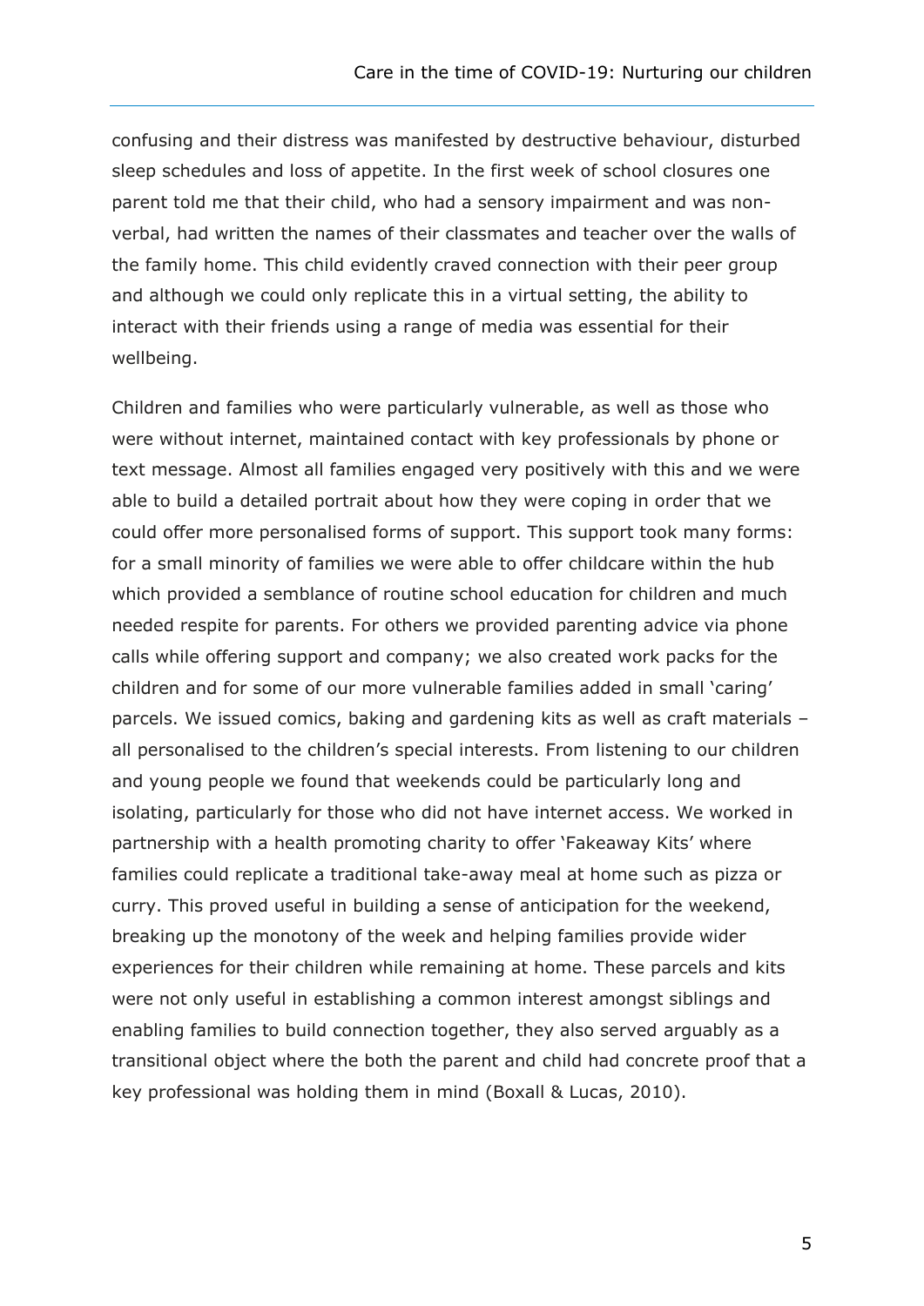confusing and their distress was manifested by destructive behaviour, disturbed sleep schedules and loss of appetite. In the first week of school closures one parent told me that their child, who had a sensory impairment and was non-verbal, had written the names of their classmates and teacher over the walls of the family home. This child evidently craved connection with their peer group and although we could only replicate this in a virtual setting, the ability to interact with their friends using a range of media was essential for their wellbeing.

Children and families who were particularly vulnerable, as well as those who were without internet, maintained contact with key professionals by phone or text message. Almost all families engaged very positively with this and we were able to build a detailed portrait about how they were coping in order that we could offer more personalised forms of support. This support took many forms: for a small minority of families we were able to offer childcare within the hub which provided a semblance of routine school education for children and much needed respite for parents. For others we provided parenting advice via phone calls while offering support and company; we also created work packs for the children and for some of our more vulnerable families added in small 'caring' parcels. We issued comics, baking and gardening kits as well as craft materials – all personalised to the children's special interests. From listening to our children and young people we found that weekends could be particularly long and isolating, particularly for those who did not have internet access. We worked in partnership with a health promoting charity to offer 'Fakeaway Kits' where families could replicate a traditional take-away meal at home such as pizza or curry. This proved useful in building a sense of anticipation for the weekend, breaking up the monotony of the week and helping families provide wider experiences for their children while remaining at home. These parcels and kits were not only useful in establishing a common interest amongst siblings and enabling families to build connection together, they also served arguably as a transitional object where the both the parent and child had concrete proof that a key professional was holding them in mind (Boxall & Lucas, 2010).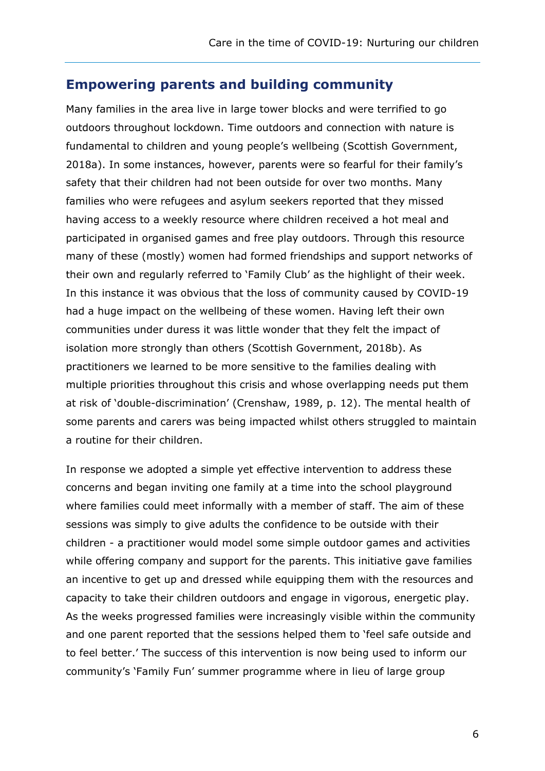## Empowering parents and building community

Many families in the area live in large tower blocks and were terrified to go outdoors throughout lockdown. Time outdoors and connection with nature is fundamental to children and young people's wellbeing (Scottish Government, 2018a). In some instances, however, parents were so fearful for their family's safety that their children had not been outside for over two months. Many families who were refugees and asylum seekers reported that they missed having access to a weekly resource where children received a hot meal and participated in organised games and free play outdoors. Through this resource many of these (mostly) women had formed friendships and support networks of their own and regularly referred to 'Family Club' as the highlight of their week. In this instance it was obvious that the loss of community caused by COVID-19 had a huge impact on the wellbeing of these women. Having left their own communities under duress it was little wonder that they felt the impact of isolation more strongly than others (Scottish Government, 2018b). As practitioners we learned to be more sensitive to the families dealing with multiple priorities throughout this crisis and whose overlapping needs put them at risk of 'double-discrimination' (Crenshaw, 1989, p. 12). The mental health of some parents and carers was being impacted whilst others struggled to maintain a routine for their children.

In response we adopted a simple yet effective intervention to address these concerns and began inviting one family at a time into the school playground where families could meet informally with a member of staff. The aim of these sessions was simply to give adults the confidence to be outside with their children - a practitioner would model some simple outdoor games and activities while offering company and support for the parents. This initiative gave families an incentive to get up and dressed while equipping them with the resources and capacity to take their children outdoors and engage in vigorous, energetic play. As the weeks progressed families were increasingly visible within the community and one parent reported that the sessions helped them to 'feel safe outside and to feel better.' The success of this intervention is now being used to inform our community's 'Family Fun' summer programme where in lieu of large group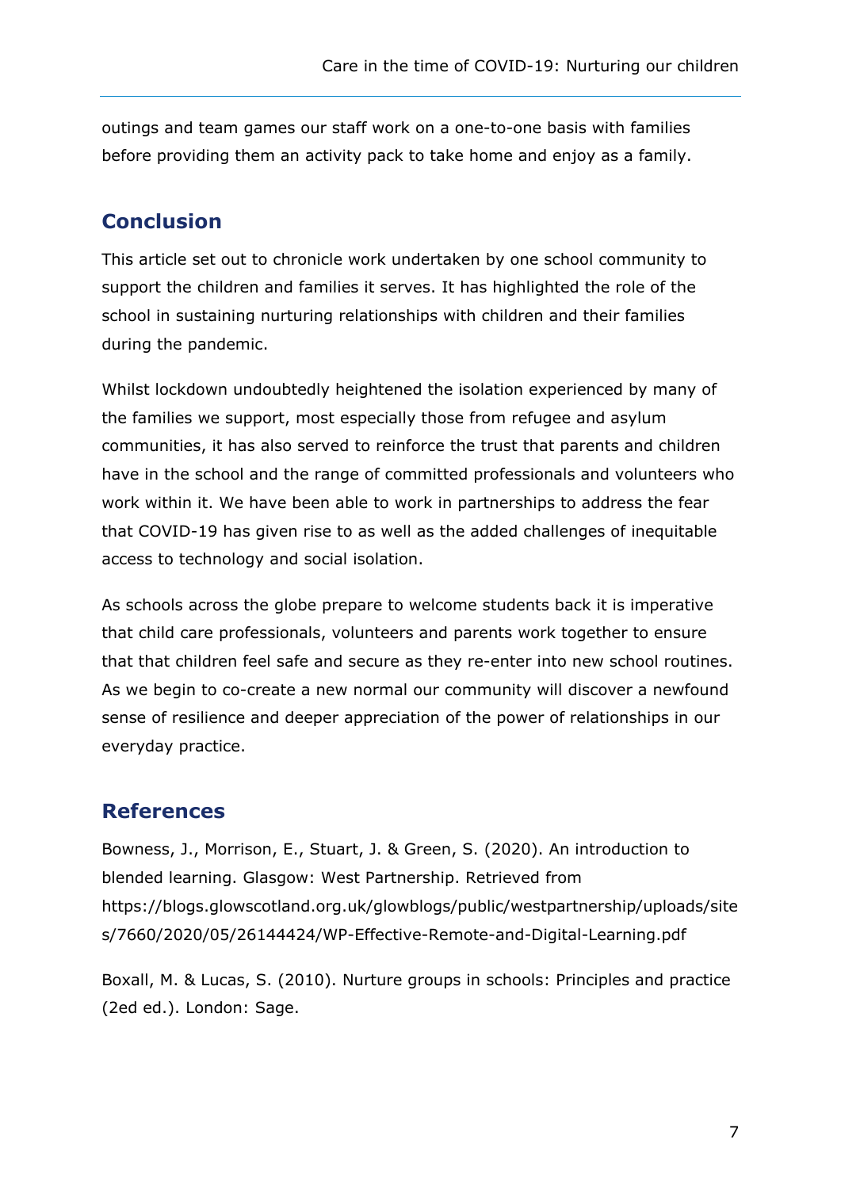outings and team games our staff work on a one-to-one basis with families before providing them an activity pack to take home and enjoy as a family.

## Conclusion

This article set out to chronicle work undertaken by one school community to support the children and families it serves. It has highlighted the role of the school in sustaining nurturing relationships with children and their families during the pandemic.

Whilst lockdown undoubtedly heightened the isolation experienced by many of the families we support, most especially those from refugee and asylum communities, it has also served to reinforce the trust that parents and children have in the school and the range of committed professionals and volunteers who work within it. We have been able to work in partnerships to address the fear that COVID-19 has given rise to as well as the added challenges of inequitable access to technology and social isolation.

As schools across the globe prepare to welcome students back it is imperative that child care professionals, volunteers and parents work together to ensure that that children feel safe and secure as they re-enter into new school routines. As we begin to co-create a new normal our community will discover a newfound sense of resilience and deeper appreciation of the power of relationships in our everyday practice.

## References

Bowness, J., Morrison, E., Stuart, J. & Green, S. (2020). An introduction to blended learning. Glasgow: West Partnership. Retrieved from https://blogs.glowscotland.org.uk/glowblogs/public/westpartnership/uploads/sites/7660/2020/05/26144424/WP-Effective-Remote-and-Digital-Learning.pdf

Boxall, M. & Lucas, S. (2010). Nurture groups in schools: Principles and practice (2ed ed.). London: Sage.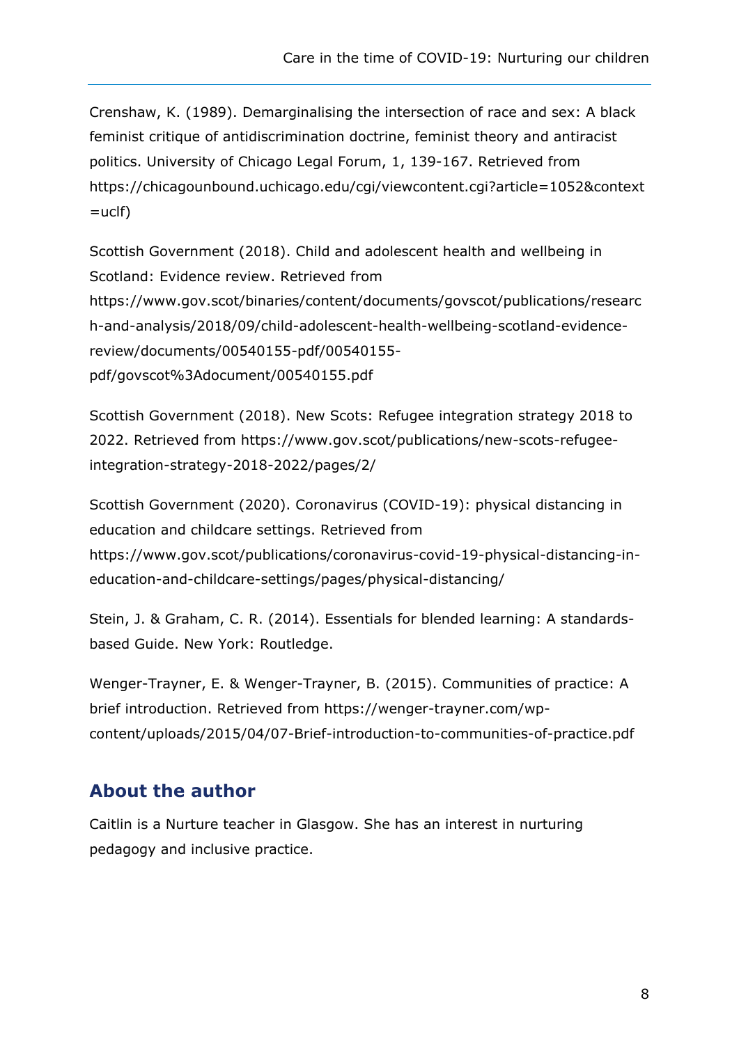Crenshaw, K. (1989). Demarginalising the intersection of race and sex: A black feminist critique of antidiscrimination doctrine, feminist theory and antiracist politics. University of Chicago Legal Forum, 1, 139-167. Retrieved from https://chicagounbound.uchicago.edu/cgi/viewcontent.cgi?article=1052&context=uclf)

Scottish Government (2018). Child and adolescent health and wellbeing in Scotland: Evidence review. Retrieved from https://www.gov.scot/binaries/content/documents/govscot/publications/research-and-analysis/2018/09/child-adolescent-health-wellbeing-scotland-evidence-review/documents/00540155-pdf/00540155-pdf/govscot%3Adocument/00540155.pdf

Scottish Government (2018). New Scots: Refugee integration strategy 2018 to 2022. Retrieved from https://www.gov.scot/publications/new-scots-refugee-integration-strategy-2018-2022/pages/2/

Scottish Government (2020). Coronavirus (COVID-19): physical distancing in education and childcare settings. Retrieved from https://www.gov.scot/publications/coronavirus-covid-19-physical-distancing-in-education-and-childcare-settings/pages/physical-distancing/

Stein, J. & Graham, C. R. (2014). Essentials for blended learning: A standards-based Guide. New York: Routledge.

Wenger-Trayner, E. & Wenger-Trayner, B. (2015). Communities of practice: A brief introduction. Retrieved from https://wenger-trayner.com/wp-content/uploads/2015/04/07-Brief-introduction-to-communities-of-practice.pdf

## About the author

Caitlin is a Nurture teacher in Glasgow. She has an interest in nurturing pedagogy and inclusive practice.